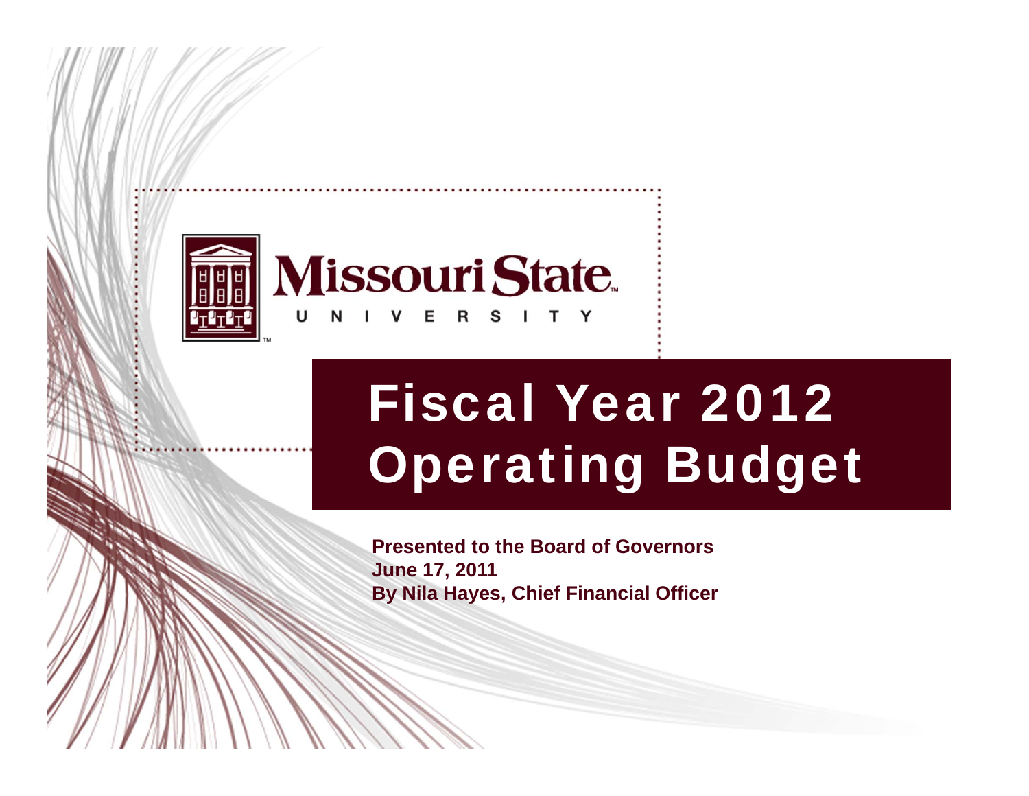Missouri State University

# Fiscal Year 2012 Operating Budget

**Presented to the Board of Governors**
**June 17, 2011**
**By Nila Hayes, Chief Financial Officer**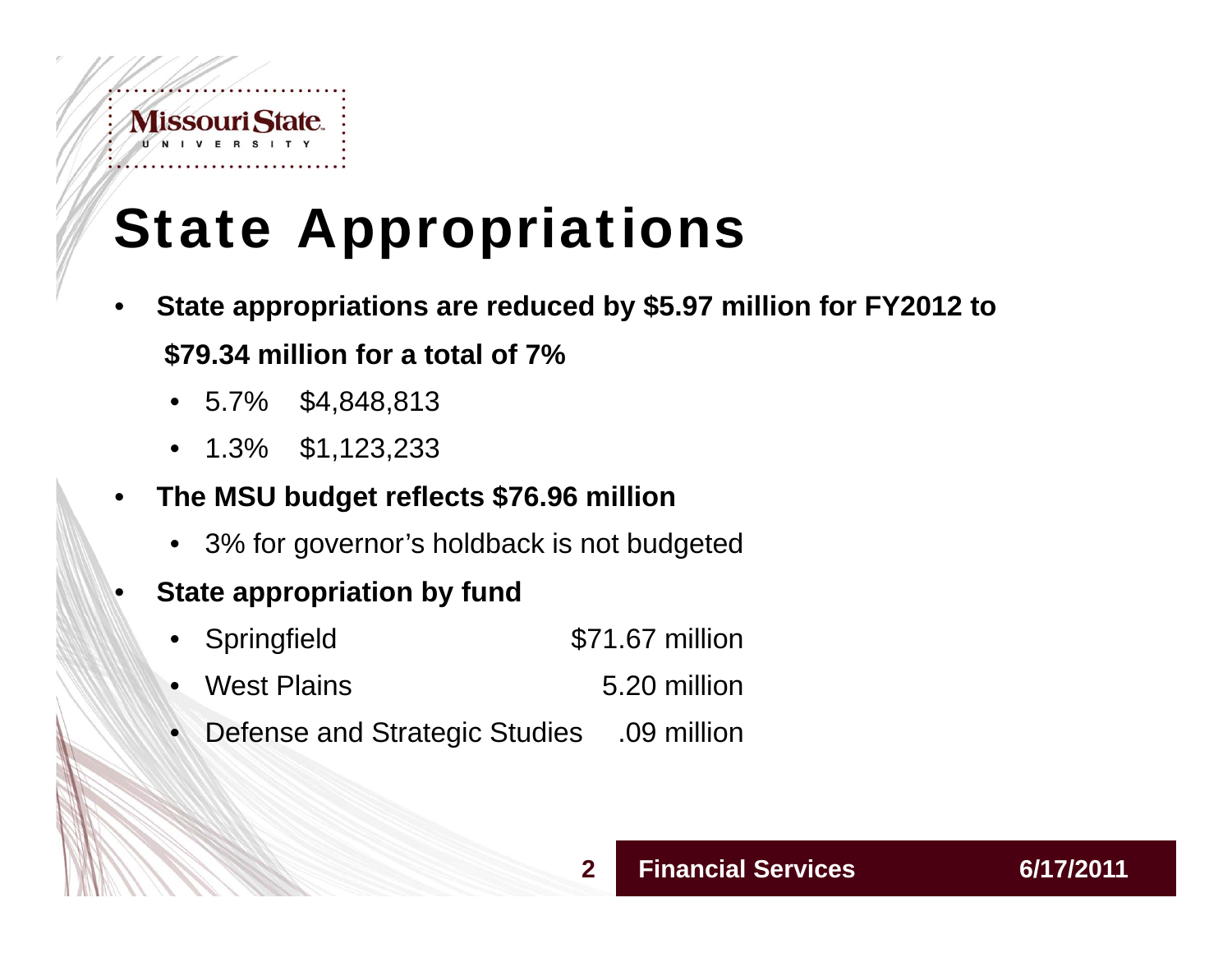# State Appropriations

- **State appropriations are reduced by $5.97 million for FY2012 to $79.34 million for a total of 7%**
  - 5.7% $4,848,813
  - 1.3% $1,123,233
- **The MSU budget reflects $76.96 million**
  - 3% for governor's holdback is not budgeted
- **State appropriation by fund**
  - Springfield $71.67 million
  - West Plains 5.20 million
  - Defense and Strategic Studies .09 million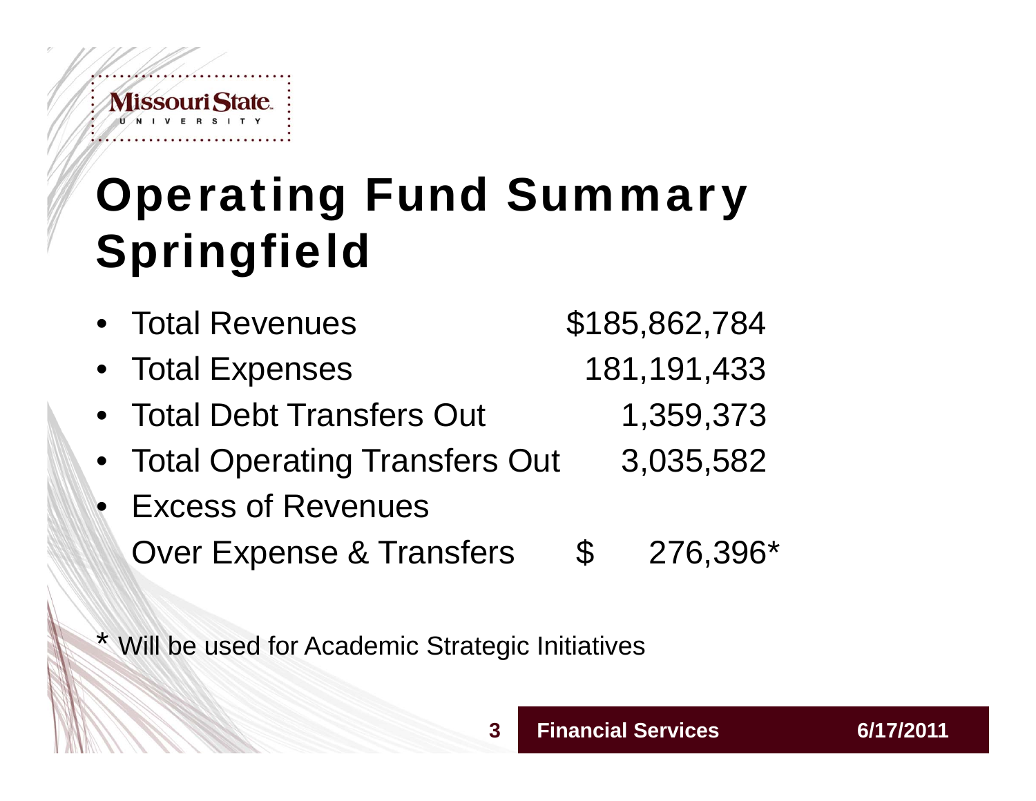# Operating Fund Summary Springfield

| | |
|---|---|
| Total Revenues | $185,862,784 |
| Total Expenses | 181,191,433 |
| Total Debt Transfers Out | 1,359,373 |
| Total Operating Transfers Out | 3,035,582 |
| Excess of Revenues Over Expense & Transfers | $ 276,396* |

* Will be used for Academic Strategic Initiatives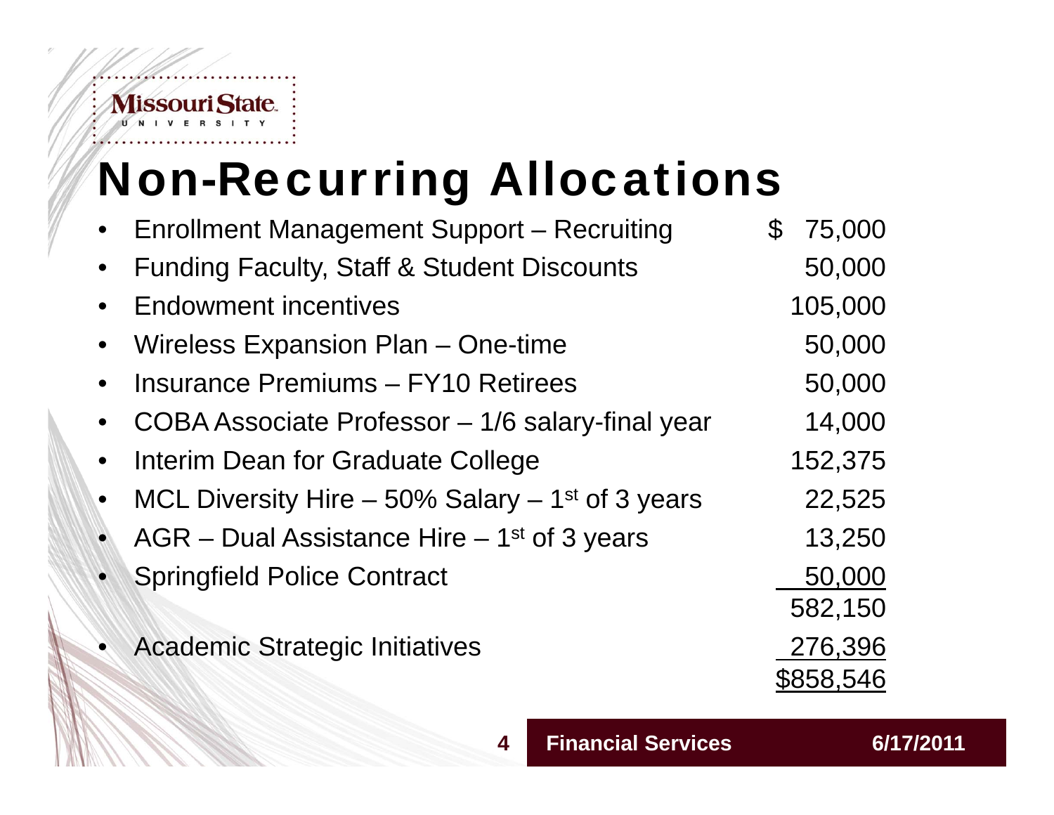# Non-Recurring Allocations

| | |
|---|---|
| Enrollment Management Support – Recruiting | $ 75,000 |
| Funding Faculty, Staff & Student Discounts | 50,000 |
| Endowment incentives | 105,000 |
| Wireless Expansion Plan – One-time | 50,000 |
| Insurance Premiums – FY10 Retirees | 50,000 |
| COBA Associate Professor – 1/6 salary-final year | 14,000 |
| Interim Dean for Graduate College | 152,375 |
| MCL Diversity Hire – 50% Salary – 1st of 3 years | 22,525 |
| AGR – Dual Assistance Hire – 1st of 3 years | 13,250 |
| Springfield Police Contract | 50,000 |
| | 582,150 |
| Academic Strategic Initiatives | 276,396 |
| | $858,546 |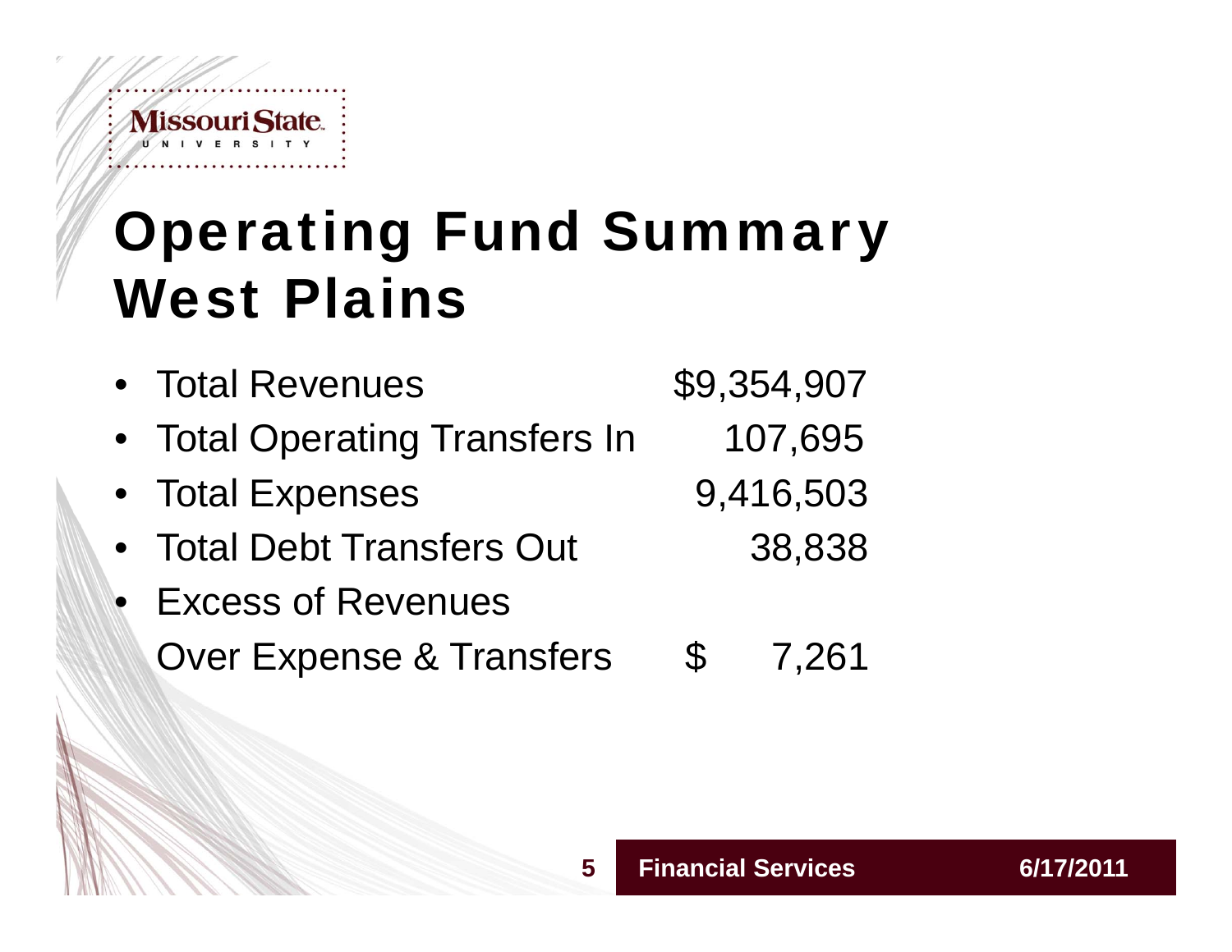# Operating Fund Summary West Plains

| | |
|---|---|
| • Total Revenues | $9,354,907 |
| • Total Operating Transfers In | 107,695 |
| • Total Expenses | 9,416,503 |
| • Total Debt Transfers Out | 38,838 |
| • Excess of Revenues Over Expense & Transfers | $ 7,261 |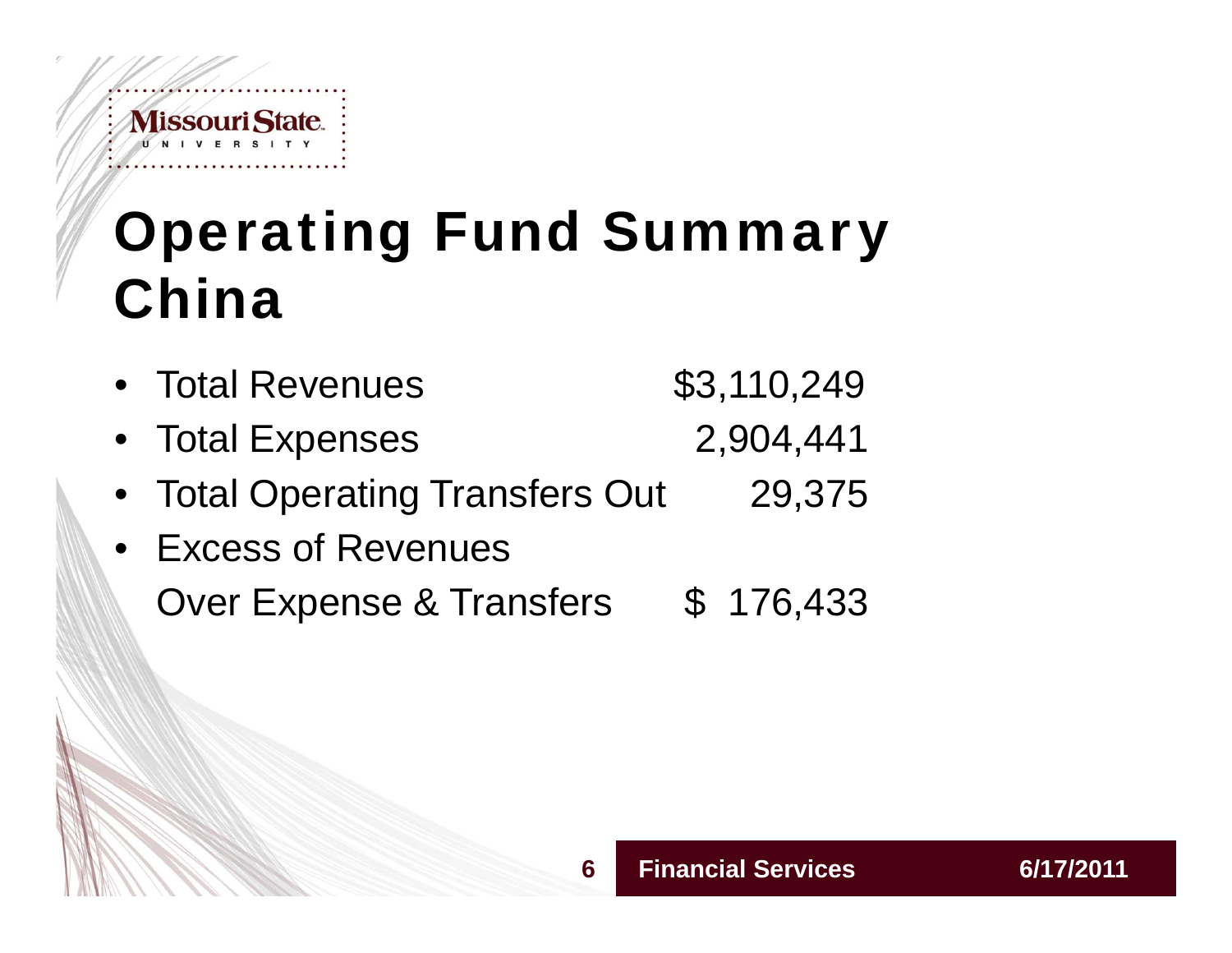# Operating Fund Summary China

| | |
|---|---|
| Total Revenues | $3,110,249 |
| Total Expenses | 2,904,441 |
| Total Operating Transfers Out | 29,375 |
| Excess of Revenues Over Expense & Transfers | $ 176,433 |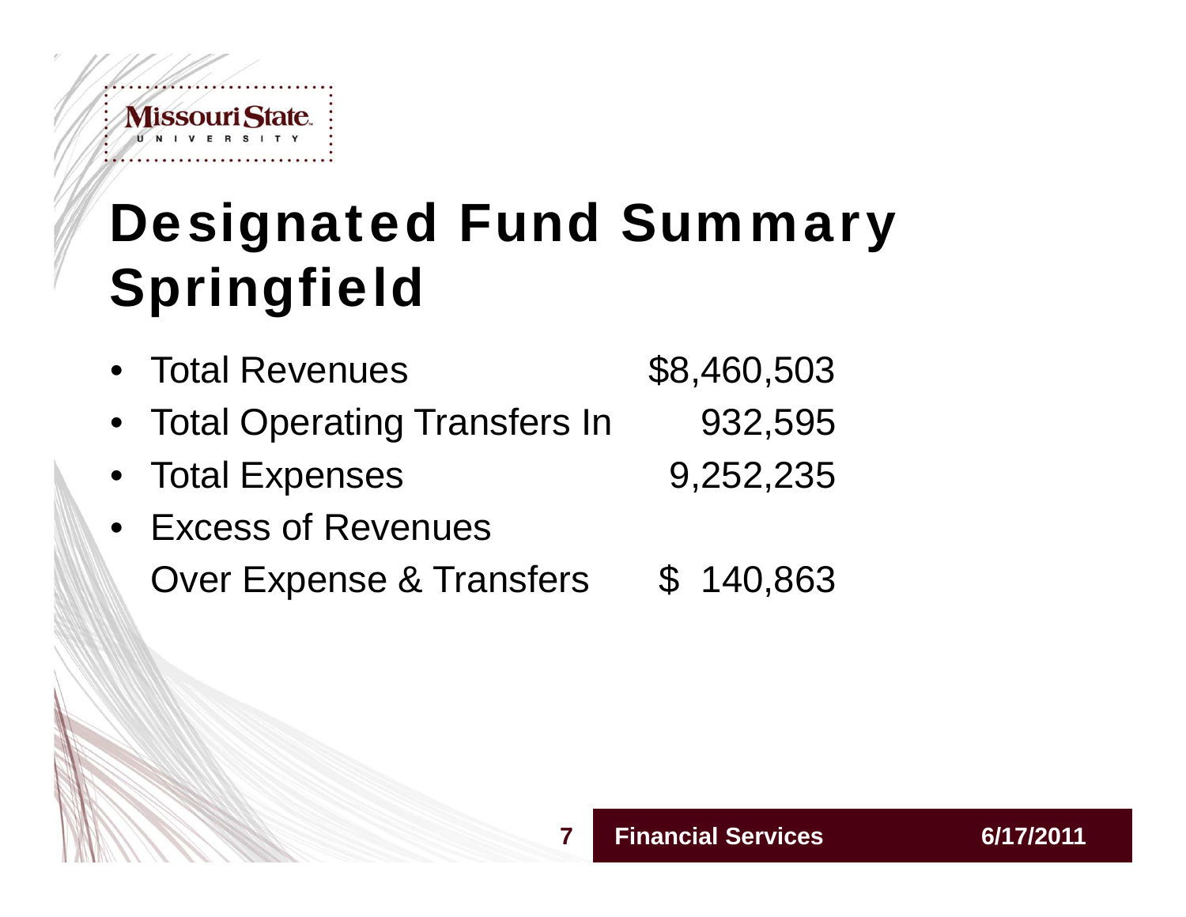# Designated Fund Summary Springfield

| | |
|---|---|
| Total Revenues | $8,460,503 |
| Total Operating Transfers In | 932,595 |
| Total Expenses | 9,252,235 |
| Excess of Revenues Over Expense & Transfers | $ 140,863 |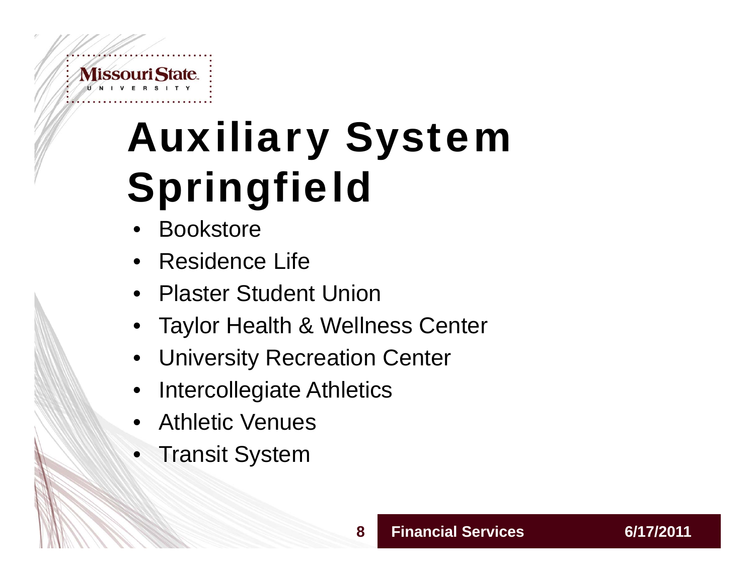# Auxiliary System Springfield

- Bookstore
- Residence Life
- Plaster Student Union
- Taylor Health & Wellness Center
- University Recreation Center
- Intercollegiate Athletics
- Athletic Venues
- Transit System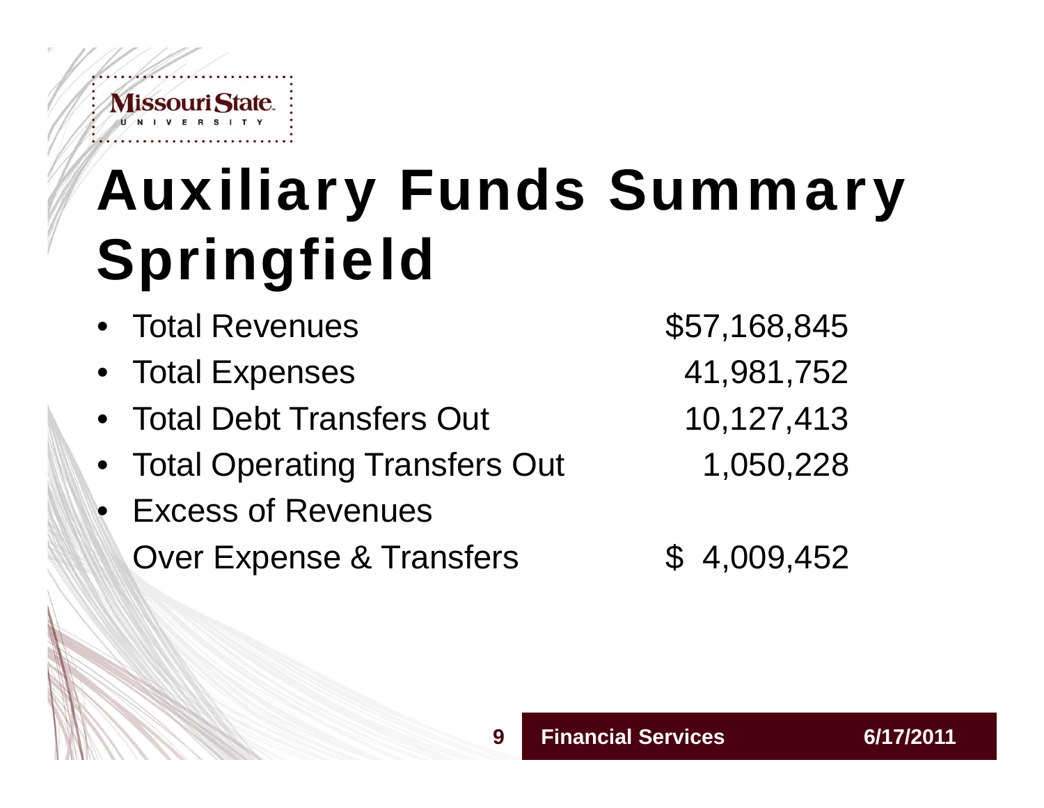# Auxiliary Funds Summary Springfield

| | |
|---|---|
| Total Revenues | $57,168,845 |
| Total Expenses | 41,981,752 |
| Total Debt Transfers Out | 10,127,413 |
| Total Operating Transfers Out | 1,050,228 |
| Excess of Revenues Over Expense & Transfers | $ 4,009,452 |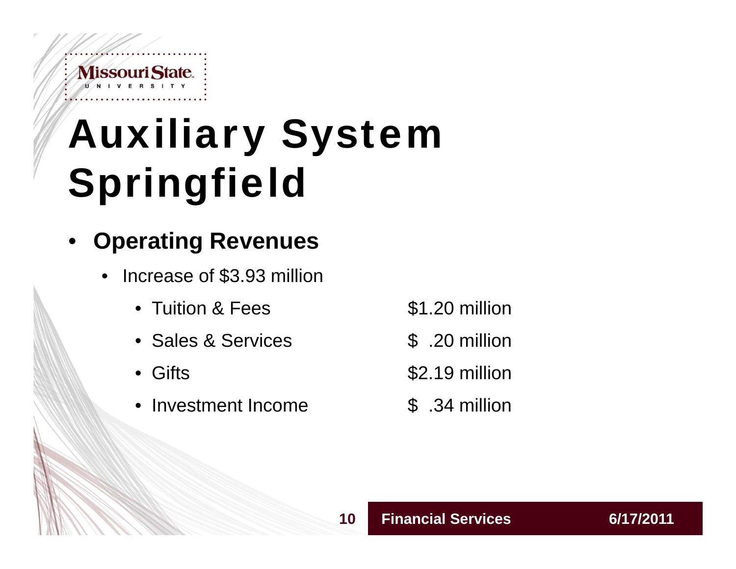# Auxiliary System Springfield

- **Operating Revenues**
  - Increase of $3.93 million
    - Tuition & Fees $1.20 million
    - Sales & Services $ .20 million
    - Gifts $2.19 million
    - Investment Income $ .34 million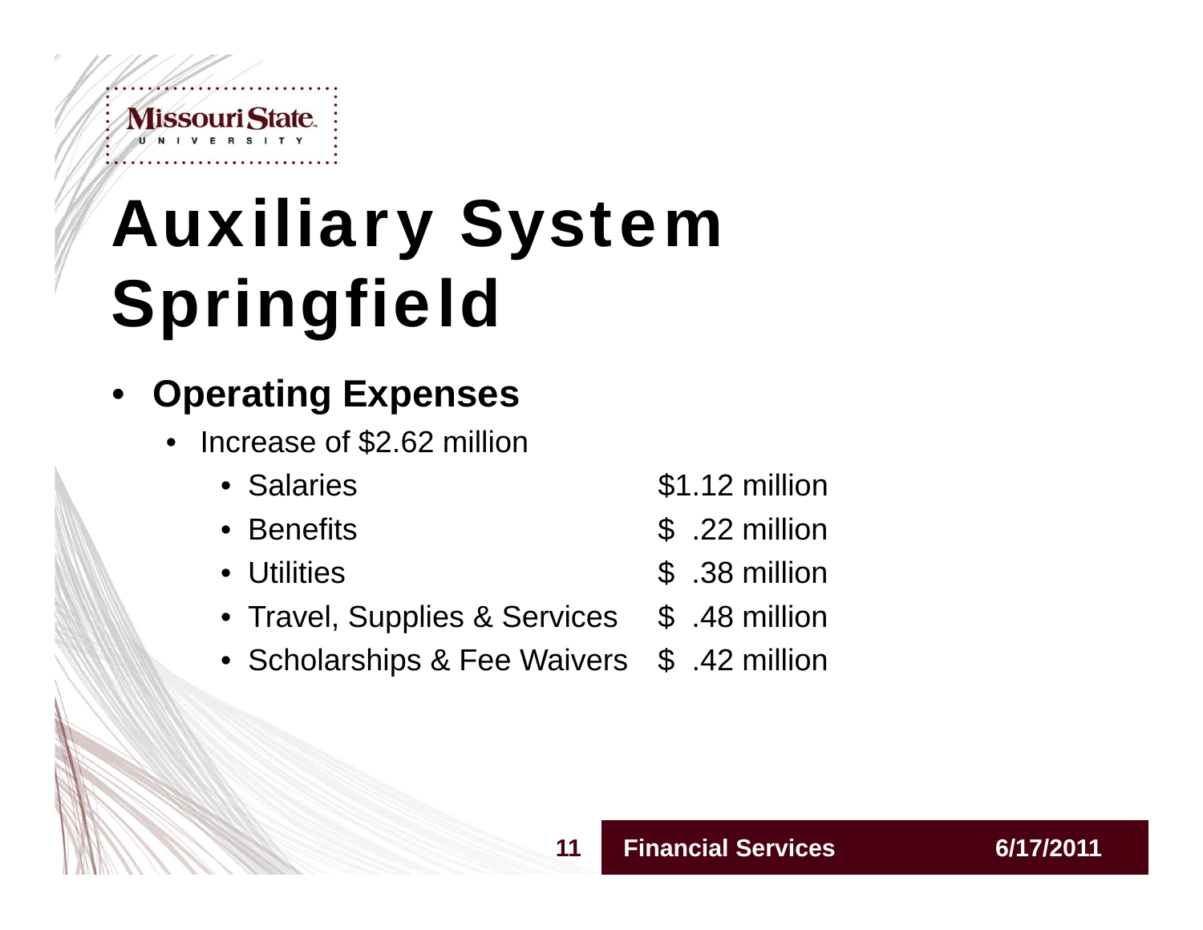# Auxiliary System Springfield

- **Operating Expenses**
  - Increase of $2.62 million
    - Salaries $1.12 million
    - Benefits $ .22 million
    - Utilities $ .38 million
    - Travel, Supplies & Services $ .48 million
    - Scholarships & Fee Waivers $ .42 million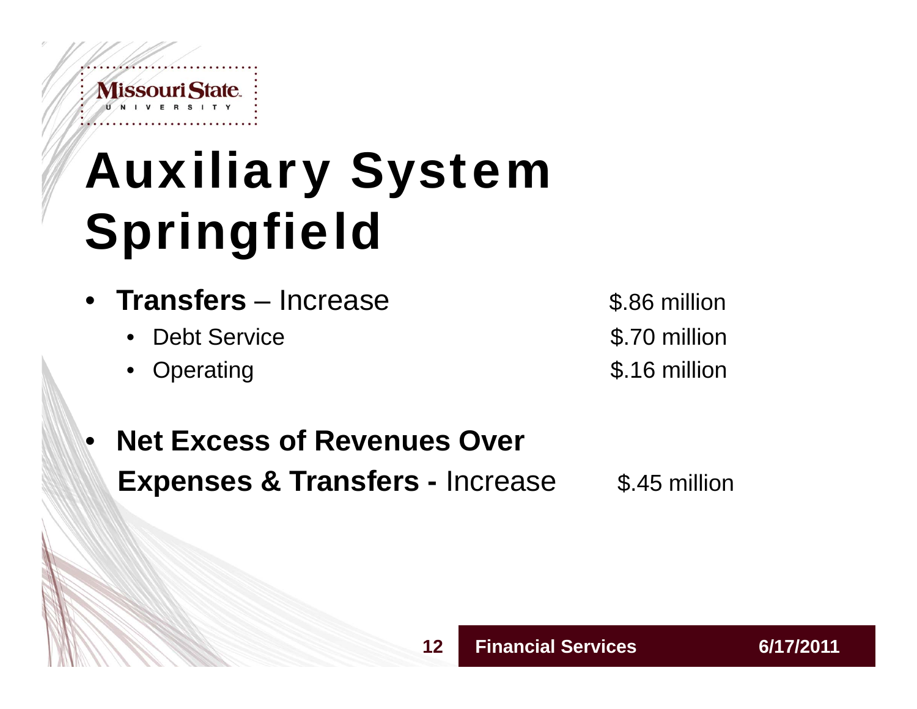# Auxiliary System Springfield

- **Transfers** – Increase $.86 million
  - Debt Service $.70 million
  - Operating $.16 million

- **Net Excess of Revenues Over Expenses & Transfers -** Increase $.45 million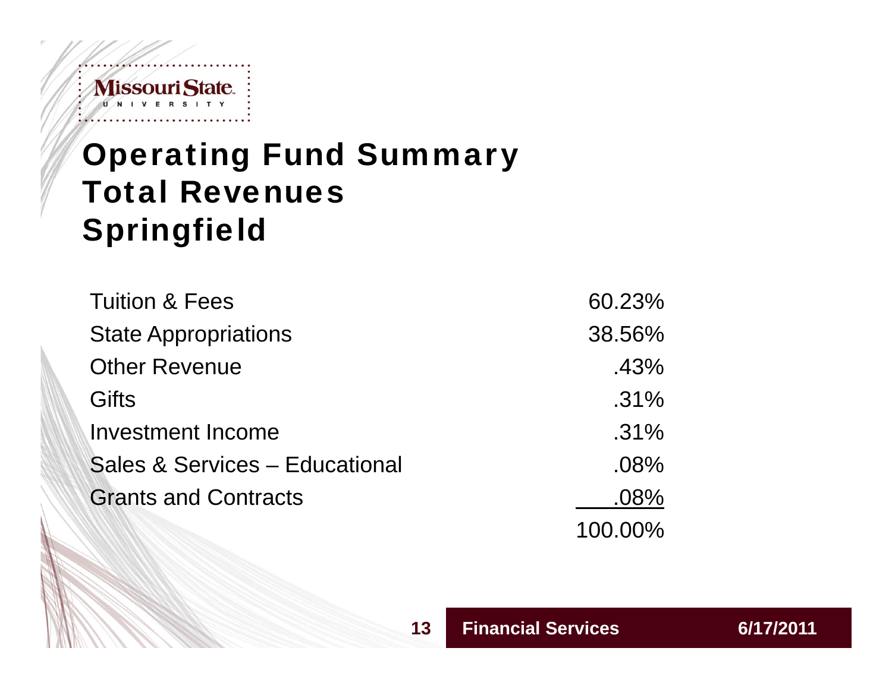# Operating Fund Summary
# Total Revenues
# Springfield

| | |
|---|---|
| Tuition & Fees | 60.23% |
| State Appropriations | 38.56% |
| Other Revenue | .43% |
| Gifts | .31% |
| Investment Income | .31% |
| Sales & Services – Educational | .08% |
| Grants and Contracts | .08% |
| | 100.00% |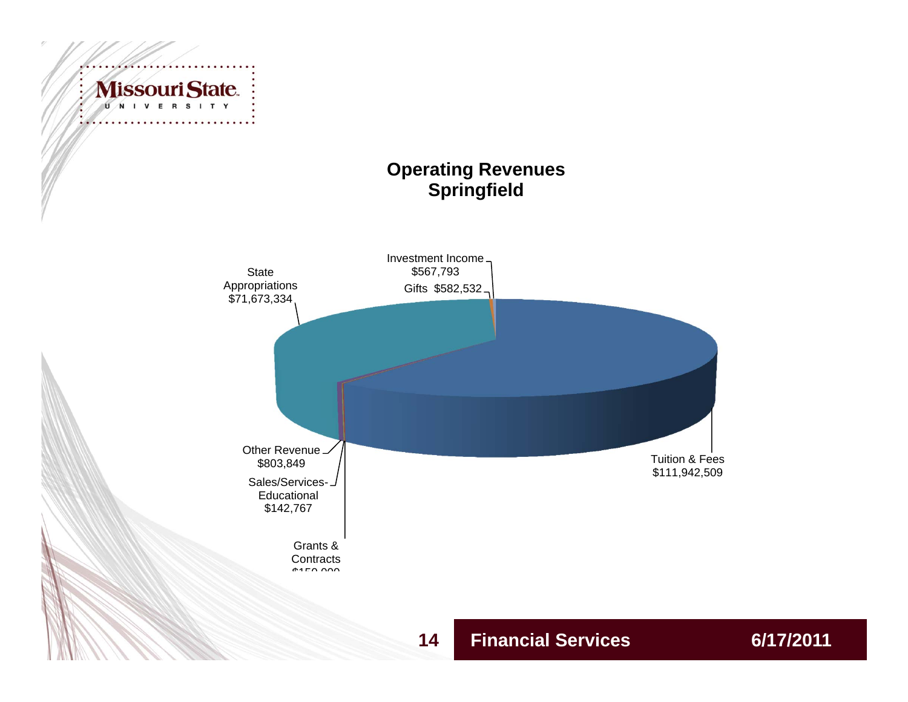# Operating Revenues
## Springfield

State Appropriations $71,673,334

Investment Income $567,793

Gifts $582,532

Tuition & Fees $111,942,509

Other Revenue $803,849

Sales/Services-Educational $142,767

Grants & Contracts $150,000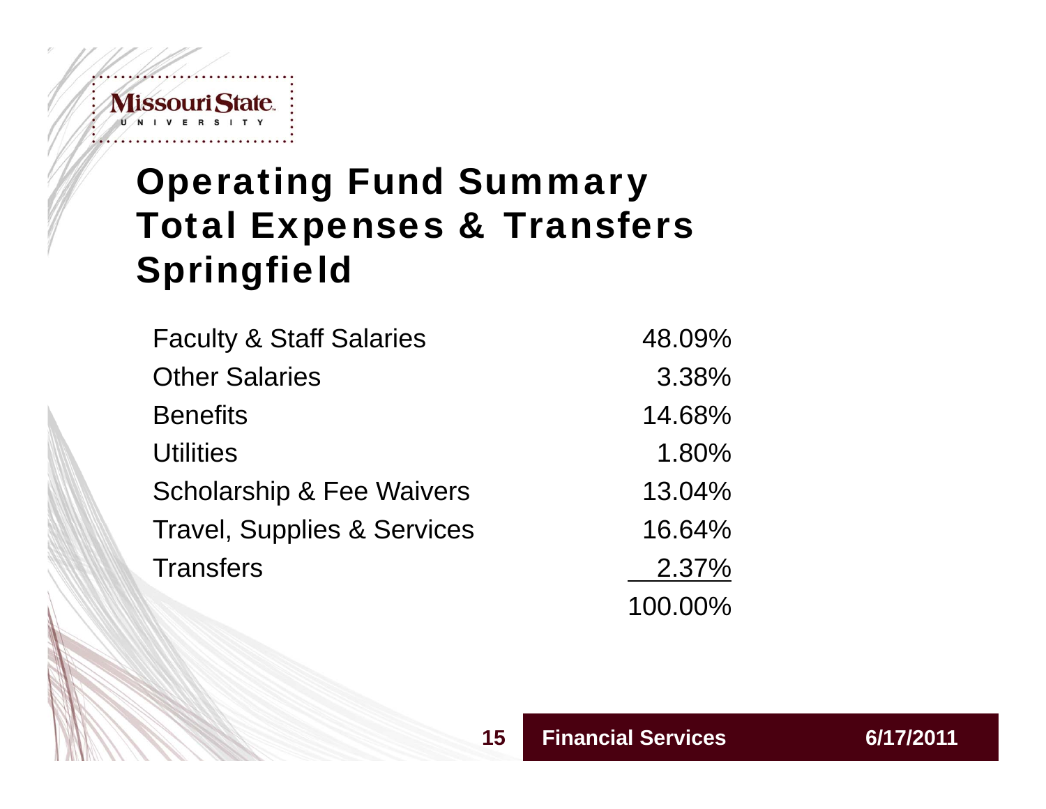# Operating Fund Summary
# Total Expenses & Transfers
# Springfield

| | |
|---|---|
| Faculty & Staff Salaries | 48.09% |
| Other Salaries | 3.38% |
| Benefits | 14.68% |
| Utilities | 1.80% |
| Scholarship & Fee Waivers | 13.04% |
| Travel, Supplies & Services | 16.64% |
| Transfers | 2.37% |
| | 100.00% |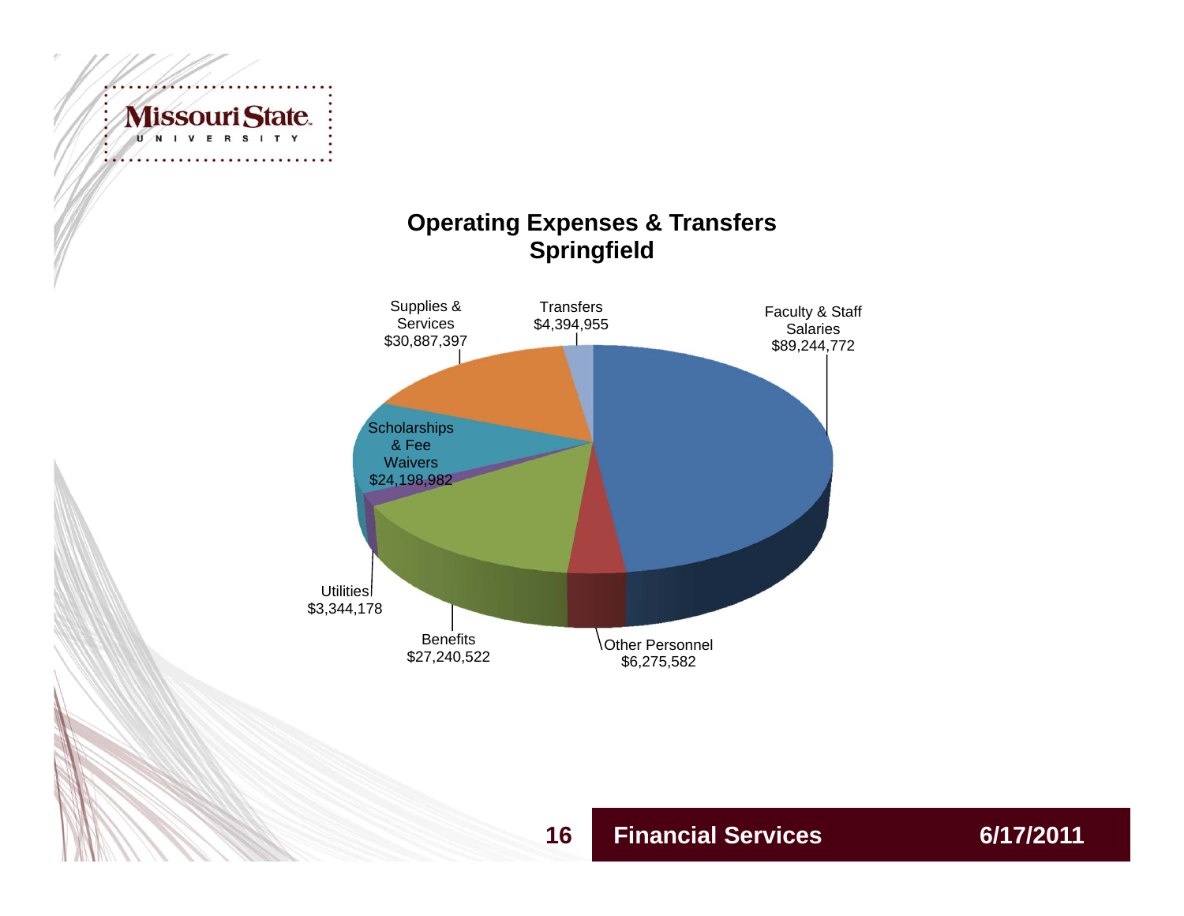# Operating Expenses & Transfers
## Springfield

Supplies & Services
$30,887,397

Transfers
$4,394,955

Faculty & Staff Salaries
$89,244,772

Scholarships & Fee Waivers
$24,198,982

Utilities
$3,344,178

Benefits
$27,240,522

Other Personnel
$6,275,582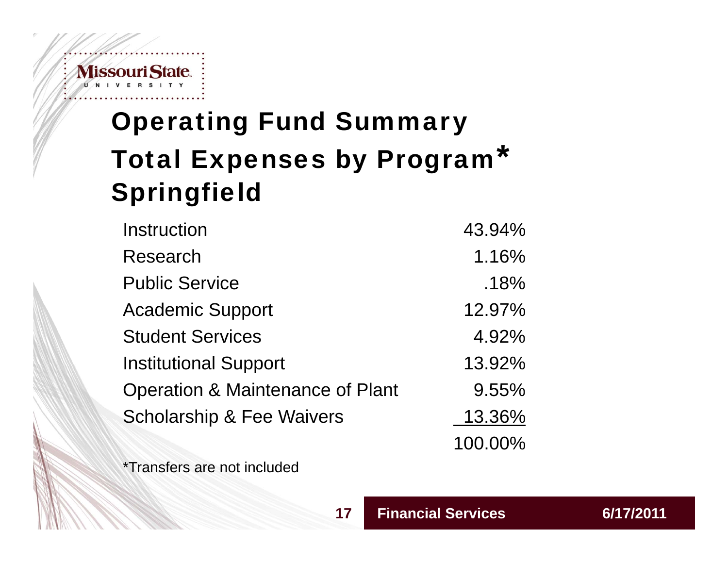# Operating Fund Summary
# Total Expenses by Program*
# Springfield

| | |
|---|---|
| Instruction | 43.94% |
| Research | 1.16% |
| Public Service | .18% |
| Academic Support | 12.97% |
| Student Services | 4.92% |
| Institutional Support | 13.92% |
| Operation & Maintenance of Plant | 9.55% |
| Scholarship & Fee Waivers | 13.36% |
| | 100.00% |

*Transfers are not included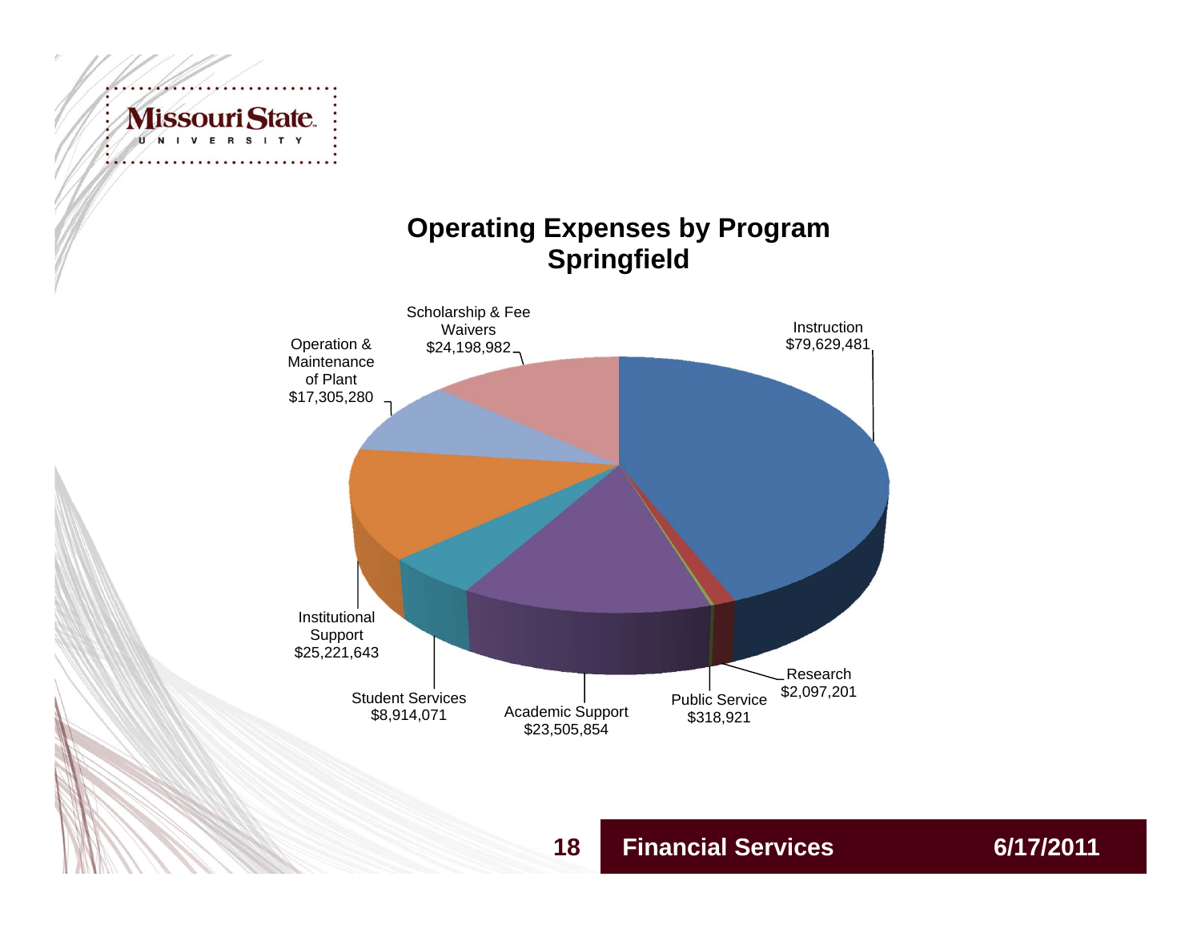# Operating Expenses by Program
## Springfield

Instruction
$79,629,481

Research
$2,097,201

Public Service
$318,921

Academic Support
$23,505,854

Student Services
$8,914,071

Institutional Support
$25,221,643

Operation & Maintenance of Plant
$17,305,280

Scholarship & Fee Waivers
$24,198,982